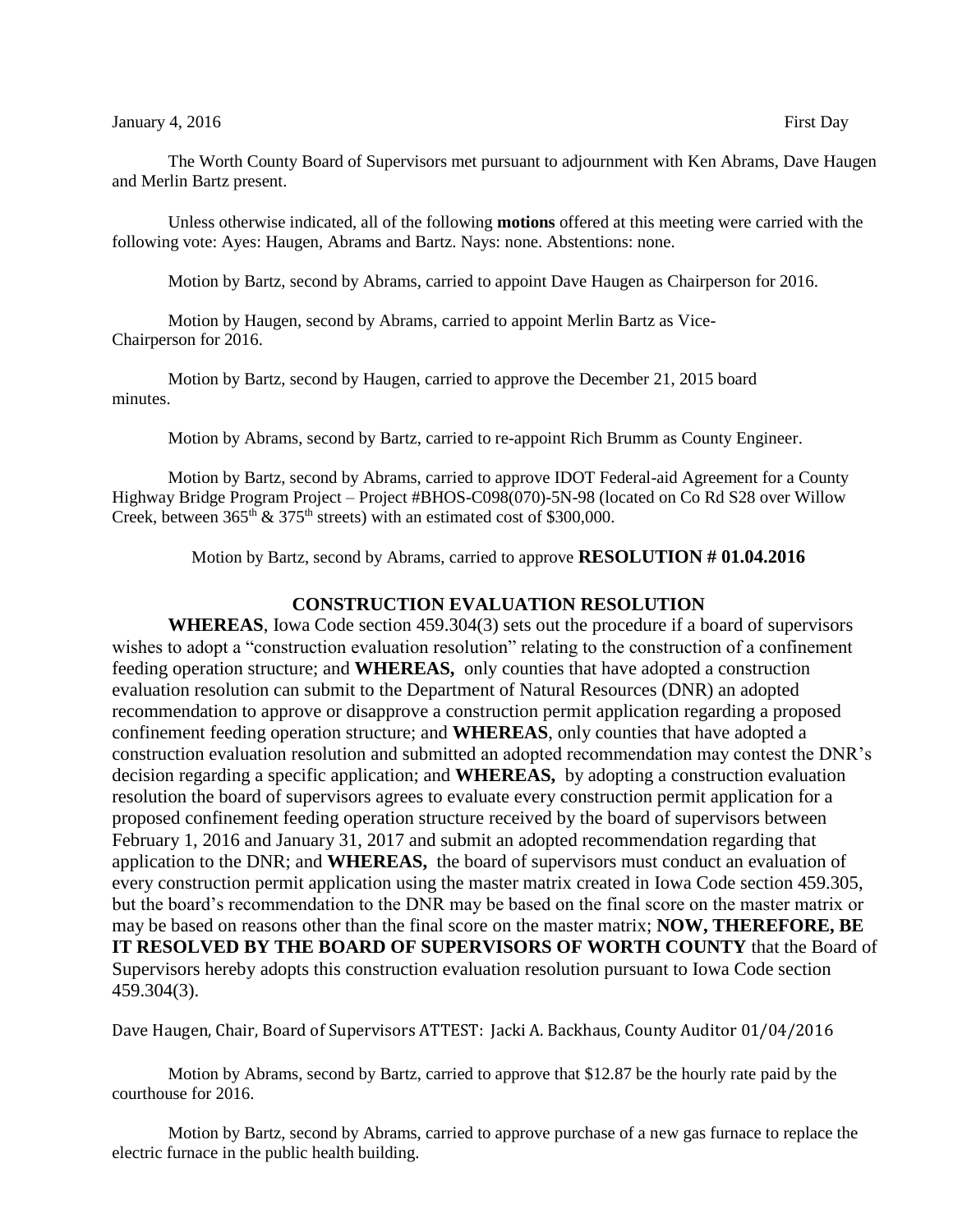January 4, 2016 First Day

The Worth County Board of Supervisors met pursuant to adjournment with Ken Abrams, Dave Haugen and Merlin Bartz present.

Unless otherwise indicated, all of the following **motions** offered at this meeting were carried with the following vote: Ayes: Haugen, Abrams and Bartz. Nays: none. Abstentions: none.

Motion by Bartz, second by Abrams, carried to appoint Dave Haugen as Chairperson for 2016.

Motion by Haugen, second by Abrams, carried to appoint Merlin Bartz as Vice-Chairperson for 2016.

Motion by Bartz, second by Haugen, carried to approve the December 21, 2015 board minutes.

Motion by Abrams, second by Bartz, carried to re-appoint Rich Brumm as County Engineer.

Motion by Bartz, second by Abrams, carried to approve IDOT Federal-aid Agreement for a County Highway Bridge Program Project – Project #BHOS-C098(070)-5N-98 (located on Co Rd S28 over Willow Creek, between 365th & 375th streets) with an estimated cost of $300,000.

Motion by Bartz, second by Abrams, carried to approve **RESOLUTION # 01.04.2016**

**CONSTRUCTION EVALUATION RESOLUTION**

**WHEREAS**, Iowa Code section 459.304(3) sets out the procedure if a board of supervisors wishes to adopt a "construction evaluation resolution" relating to the construction of a confinement feeding operation structure; and **WHEREAS,** only counties that have adopted a construction evaluation resolution can submit to the Department of Natural Resources (DNR) an adopted recommendation to approve or disapprove a construction permit application regarding a proposed confinement feeding operation structure; and **WHEREAS**, only counties that have adopted a construction evaluation resolution and submitted an adopted recommendation may contest the DNR's decision regarding a specific application; and **WHEREAS,** by adopting a construction evaluation resolution the board of supervisors agrees to evaluate every construction permit application for a proposed confinement feeding operation structure received by the board of supervisors between February 1, 2016 and January 31, 2017 and submit an adopted recommendation regarding that application to the DNR; and **WHEREAS,** the board of supervisors must conduct an evaluation of every construction permit application using the master matrix created in Iowa Code section 459.305, but the board's recommendation to the DNR may be based on the final score on the master matrix or may be based on reasons other than the final score on the master matrix; **NOW, THEREFORE, BE IT RESOLVED BY THE BOARD OF SUPERVISORS OF WORTH COUNTY** that the Board of Supervisors hereby adopts this construction evaluation resolution pursuant to Iowa Code section 459.304(3).

Dave Haugen, Chair, Board of Supervisors ATTEST: Jacki A. Backhaus, County Auditor 01/04/2016

Motion by Abrams, second by Bartz, carried to approve that $12.87 be the hourly rate paid by the courthouse for 2016.

Motion by Bartz, second by Abrams, carried to approve purchase of a new gas furnace to replace the electric furnace in the public health building.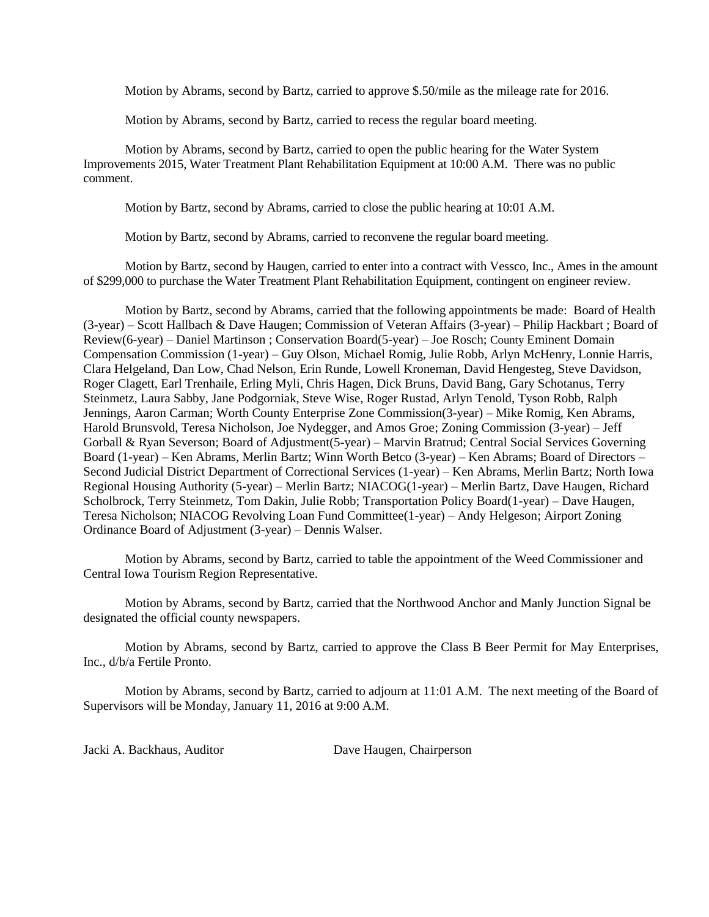Motion by Abrams, second by Bartz, carried to approve $.50/mile as the mileage rate for 2016.

Motion by Abrams, second by Bartz, carried to recess the regular board meeting.

Motion by Abrams, second by Bartz, carried to open the public hearing for the Water System Improvements 2015, Water Treatment Plant Rehabilitation Equipment at 10:00 A.M. There was no public comment.

Motion by Bartz, second by Abrams, carried to close the public hearing at 10:01 A.M.

Motion by Bartz, second by Abrams, carried to reconvene the regular board meeting.

Motion by Bartz, second by Haugen, carried to enter into a contract with Vessco, Inc., Ames in the amount of $299,000 to purchase the Water Treatment Plant Rehabilitation Equipment, contingent on engineer review.

Motion by Bartz, second by Abrams, carried that the following appointments be made: Board of Health (3-year) – Scott Hallbach & Dave Haugen; Commission of Veteran Affairs (3-year) – Philip Hackbart ; Board of Review(6-year) – Daniel Martinson ; Conservation Board(5-year) – Joe Rosch; County Eminent Domain Compensation Commission (1-year) – Guy Olson, Michael Romig, Julie Robb, Arlyn McHenry, Lonnie Harris, Clara Helgeland, Dan Low, Chad Nelson, Erin Runde, Lowell Kroneman, David Hengesteg, Steve Davidson, Roger Clagett, Earl Trenhaile, Erling Myli, Chris Hagen, Dick Bruns, David Bang, Gary Schotanus, Terry Steinmetz, Laura Sabby, Jane Podgorniak, Steve Wise, Roger Rustad, Arlyn Tenold, Tyson Robb, Ralph Jennings, Aaron Carman; Worth County Enterprise Zone Commission(3-year) – Mike Romig, Ken Abrams, Harold Brunsvold, Teresa Nicholson, Joe Nydegger, and Amos Groe; Zoning Commission (3-year) – Jeff Gorball & Ryan Severson; Board of Adjustment(5-year) – Marvin Bratrud; Central Social Services Governing Board (1-year) – Ken Abrams, Merlin Bartz; Winn Worth Betco (3-year) – Ken Abrams; Board of Directors – Second Judicial District Department of Correctional Services (1-year) – Ken Abrams, Merlin Bartz; North Iowa Regional Housing Authority (5-year) – Merlin Bartz; NIACOG(1-year) – Merlin Bartz, Dave Haugen, Richard Scholbrock, Terry Steinmetz, Tom Dakin, Julie Robb; Transportation Policy Board(1-year) – Dave Haugen, Teresa Nicholson; NIACOG Revolving Loan Fund Committee(1-year) – Andy Helgeson; Airport Zoning Ordinance Board of Adjustment (3-year) – Dennis Walser.

Motion by Abrams, second by Bartz, carried to table the appointment of the Weed Commissioner and Central Iowa Tourism Region Representative.

Motion by Abrams, second by Bartz, carried that the Northwood Anchor and Manly Junction Signal be designated the official county newspapers.

Motion by Abrams, second by Bartz, carried to approve the Class B Beer Permit for May Enterprises, Inc., d/b/a Fertile Pronto.

Motion by Abrams, second by Bartz, carried to adjourn at 11:01 A.M. The next meeting of the Board of Supervisors will be Monday, January 11, 2016 at 9:00 A.M.

Jacki A. Backhaus, Auditor                    Dave Haugen, Chairperson